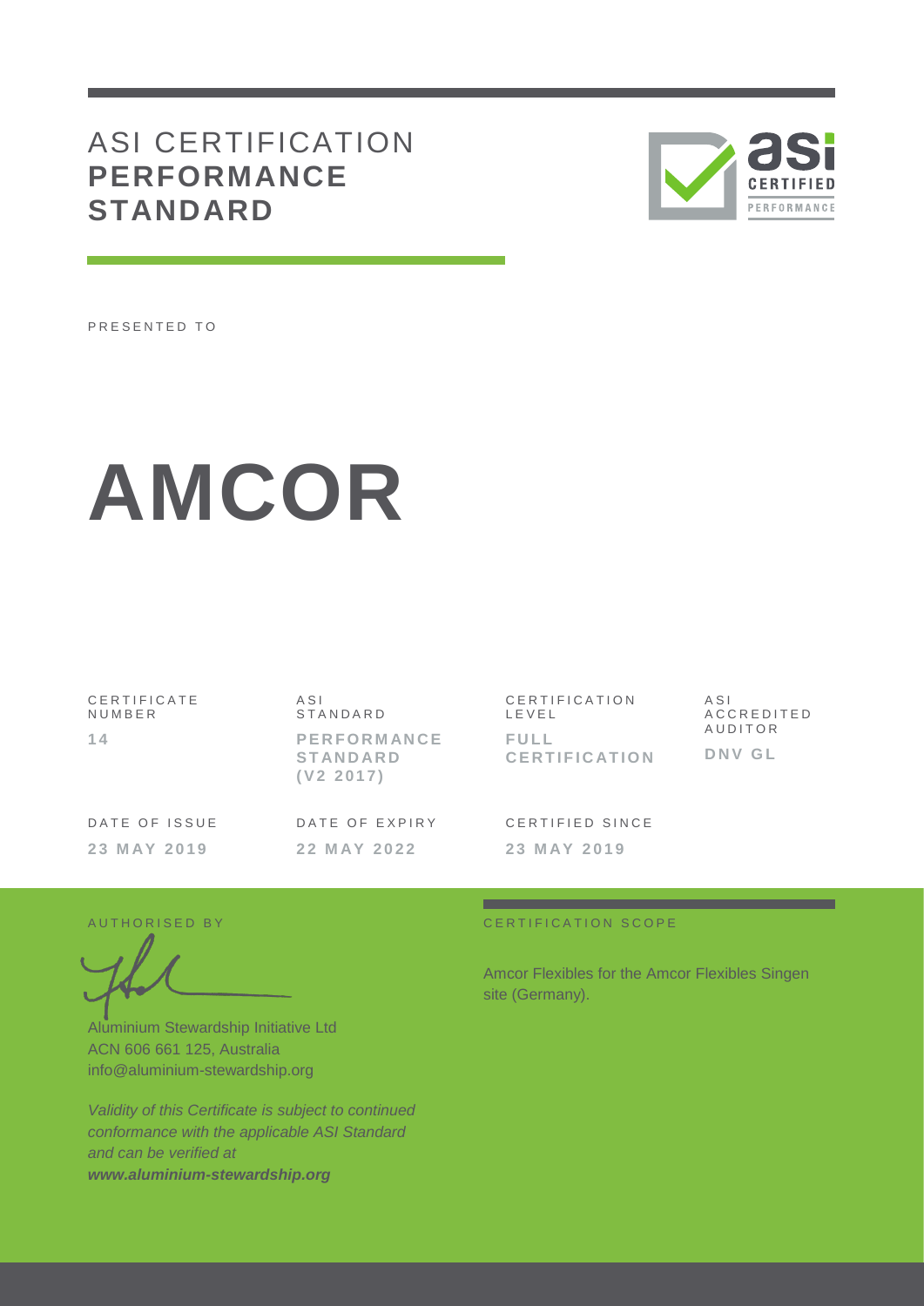# ASI CERTIFICATION **PERFORMANCE STANDARD**

PRESENTED TO

# AMCOR

| CERTIFICATE NUMBER | ASI STANDARD | CERTIFICATION LEVEL | ASI ACCREDITED AUDITOR |
|---|---|---|---|
| **14** | **PERFORMANCE STANDARD (V2 2017)** | **FULL CERTIFICATION** | **DNV GL** |

| DATE OF ISSUE | DATE OF EXPIRY | CERTIFIED SINCE |
|---|---|---|
| **23 MAY 2019** | **22 MAY 2022** | **23 MAY 2019** |

AUTHORISED BY

Aluminium Stewardship Initiative Ltd
ACN 606 661 125, Australia
info@aluminium-stewardship.org

*Validity of this Certificate is subject to continued conformance with the applicable ASI Standard and can be verified at* ***www.aluminium-stewardship.org***

CERTIFICATION SCOPE

Amcor Flexibles for the Amcor Flexibles Singen site (Germany).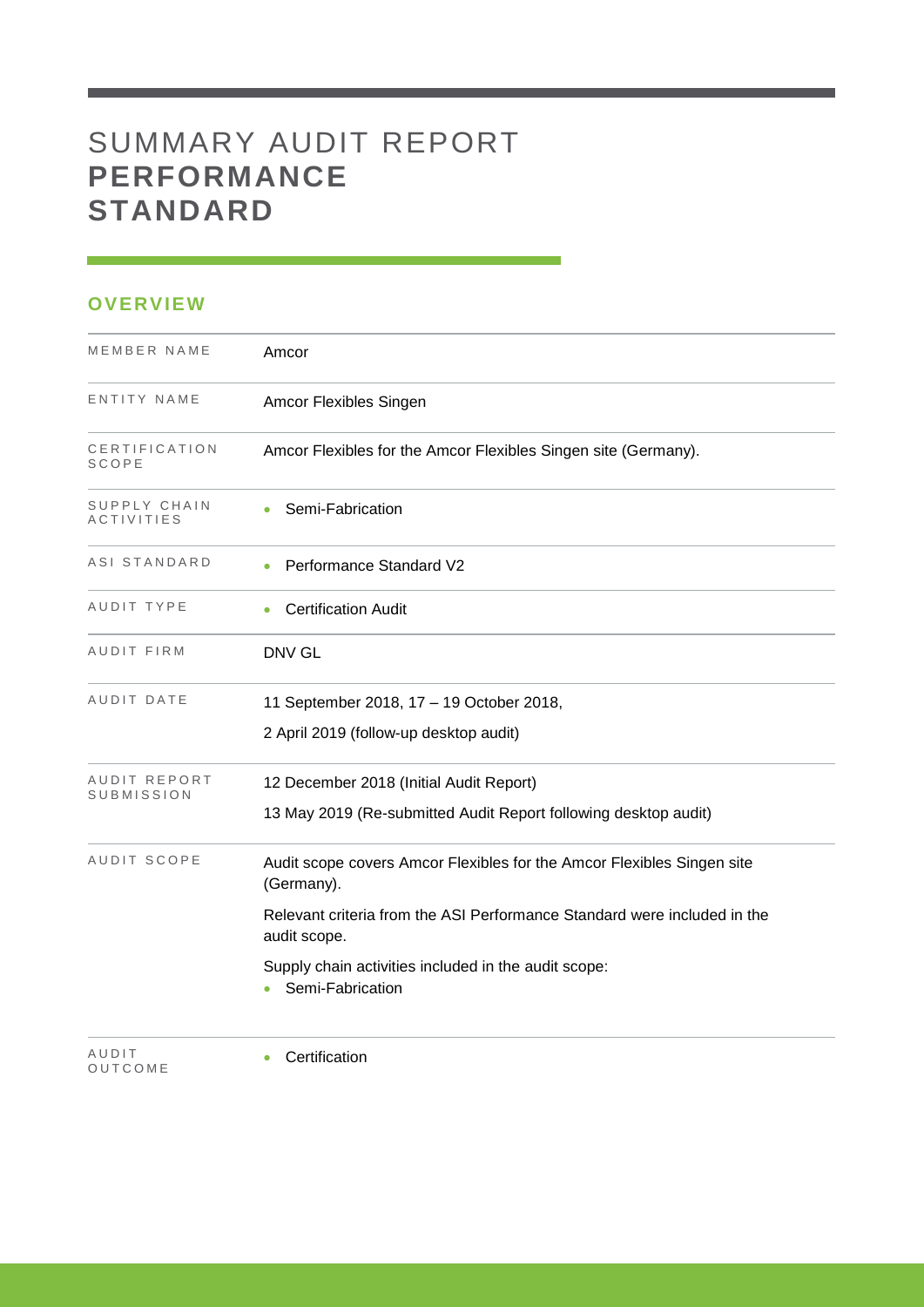# SUMMARY AUDIT REPORT **PERFORMANCE STANDARD**

## OVERVIEW

| | |
|---|---|
| MEMBER NAME | Amcor |
| ENTITY NAME | Amcor Flexibles Singen |
| CERTIFICATION SCOPE | Amcor Flexibles for the Amcor Flexibles Singen site (Germany). |
| SUPPLY CHAIN ACTIVITIES | • Semi-Fabrication |
| ASI STANDARD | • Performance Standard V2 |
| AUDIT TYPE | • Certification Audit |
| AUDIT FIRM | DNV GL |
| AUDIT DATE | 11 September 2018, 17 – 19 October 2018,<br>2 April 2019 (follow-up desktop audit) |
| AUDIT REPORT SUBMISSION | 12 December 2018 (Initial Audit Report)<br>13 May 2019 (Re-submitted Audit Report following desktop audit) |
| AUDIT SCOPE | Audit scope covers Amcor Flexibles for the Amcor Flexibles Singen site (Germany).<br>Relevant criteria from the ASI Performance Standard were included in the audit scope.<br>Supply chain activities included in the audit scope:<br>• Semi-Fabrication |
| AUDIT OUTCOME | • Certification |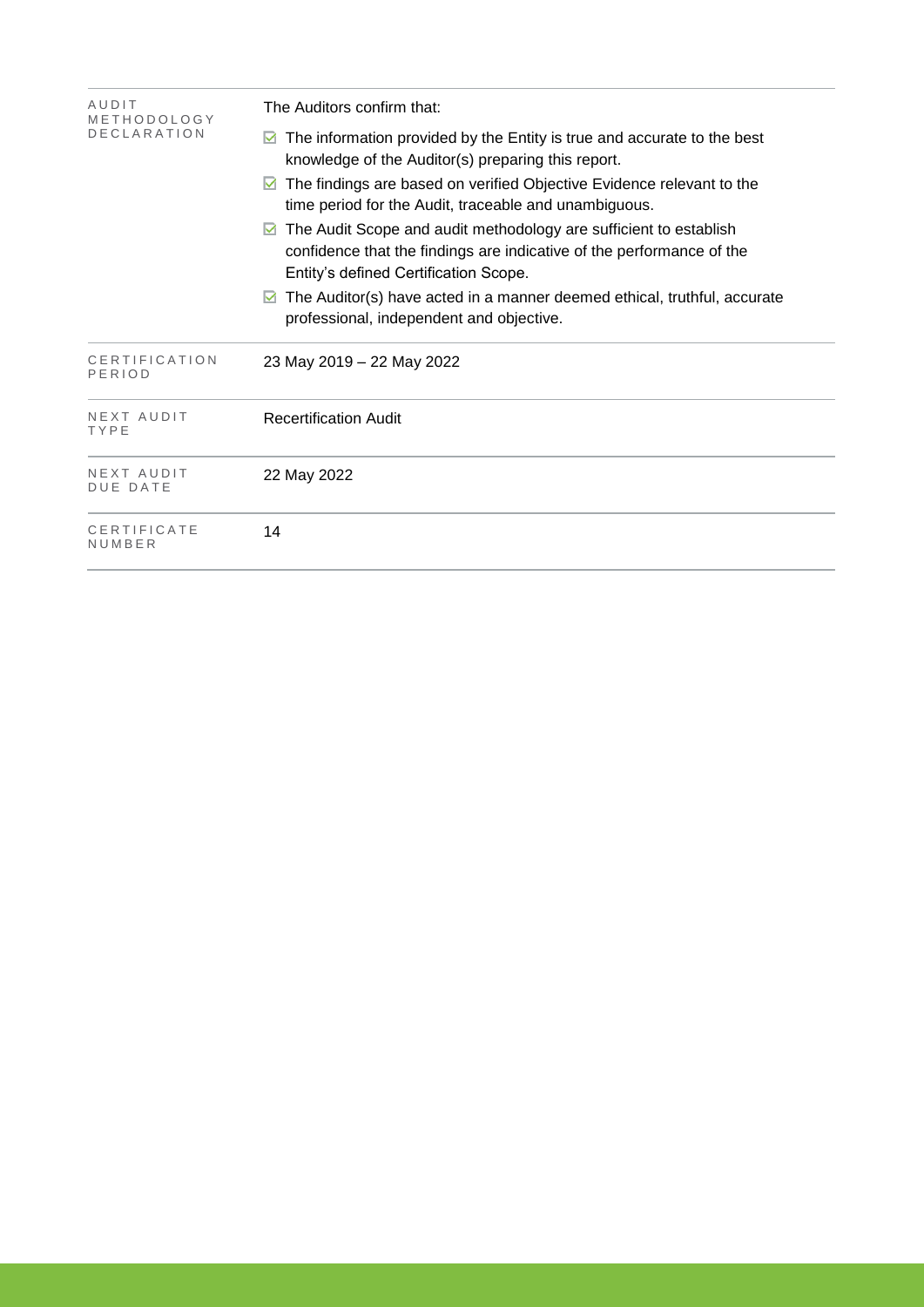| | |
|---|---|
| AUDIT METHODOLOGY DECLARATION | The Auditors confirm that:<br>☑ The information provided by the Entity is true and accurate to the best knowledge of the Auditor(s) preparing this report.<br>☑ The findings are based on verified Objective Evidence relevant to the time period for the Audit, traceable and unambiguous.<br>☑ The Audit Scope and audit methodology are sufficient to establish confidence that the findings are indicative of the performance of the Entity's defined Certification Scope.<br>☑ The Auditor(s) have acted in a manner deemed ethical, truthful, accurate professional, independent and objective. |
| CERTIFICATION PERIOD | 23 May 2019 – 22 May 2022 |
| NEXT AUDIT TYPE | Recertification Audit |
| NEXT AUDIT DUE DATE | 22 May 2022 |
| CERTIFICATE NUMBER | 14 |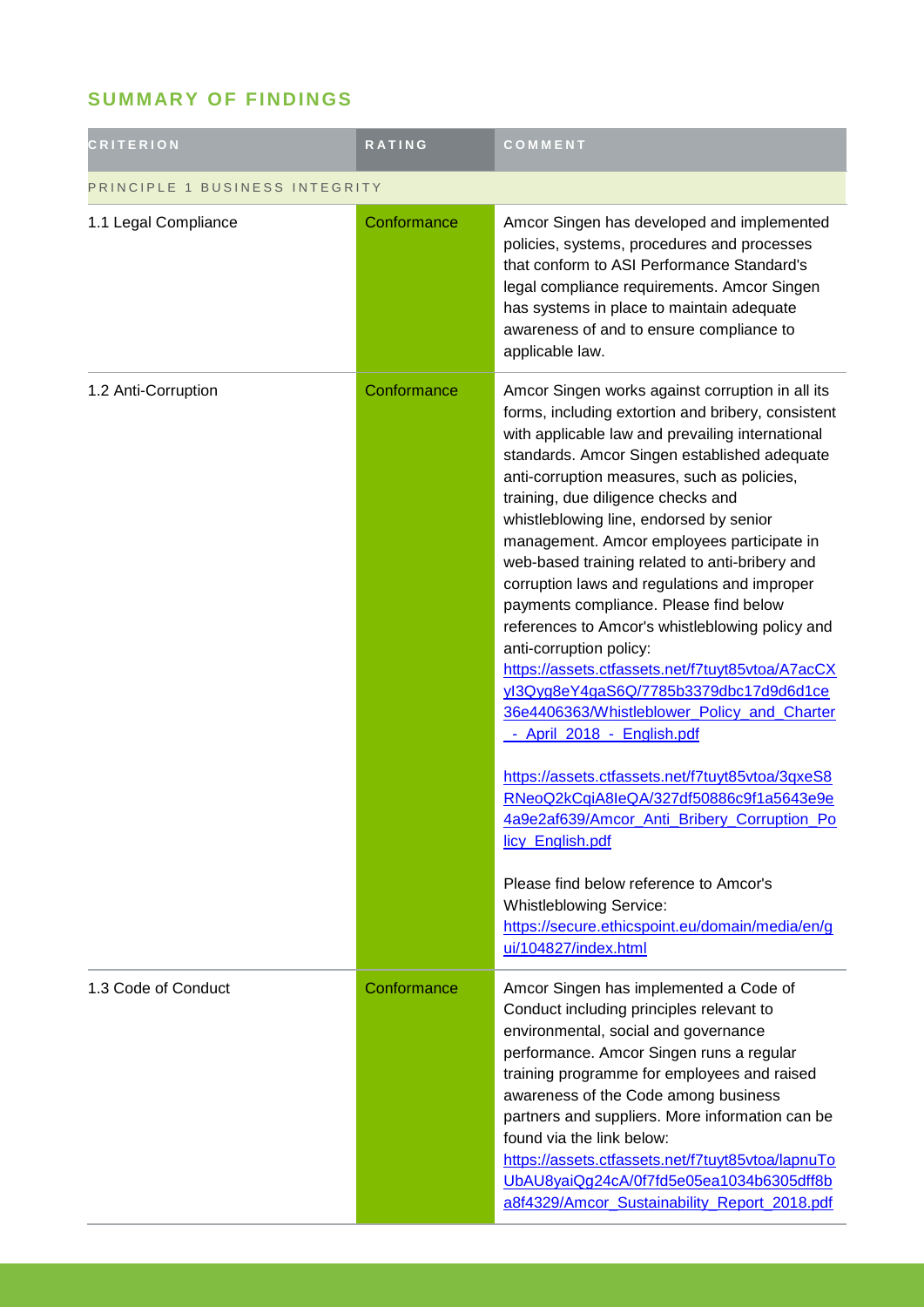## SUMMARY OF FINDINGS

| CRITERION | RATING | COMMENT |
|---|---|---|
| PRINCIPLE 1 BUSINESS INTEGRITY | | |
| 1.1 Legal Compliance | Conformance | Amcor Singen has developed and implemented policies, systems, procedures and processes that conform to ASI Performance Standard's legal compliance requirements. Amcor Singen has systems in place to maintain adequate awareness of and to ensure compliance to applicable law. |
| 1.2 Anti-Corruption | Conformance | Amcor Singen works against corruption in all its forms, including extortion and bribery, consistent with applicable law and prevailing international standards. Amcor Singen established adequate anti-corruption measures, such as policies, training, due diligence checks and whistleblowing line, endorsed by senior management. Amcor employees participate in web-based training related to anti-bribery and corruption laws and regulations and improper payments compliance. Please find below references to Amcor's whistleblowing policy and anti-corruption policy: https://assets.ctfassets.net/f7tuyt85vtoa/A7acCXyI3Qyg8eY4gaS6Q/7785b3379dbc17d9d6d1ce36e4406363/Whistleblower_Policy_and_Charter_-_April_2018_-_English.pdf <br><br> https://assets.ctfassets.net/f7tuyt85vtoa/3qxeS8RNeoQ2kCqiA8IeQA/327df50886c9f1a5643e9e4a9e2af639/Amcor_Anti_Bribery_Corruption_Policy_English.pdf <br><br> Please find below reference to Amcor's Whistleblowing Service: https://secure.ethicspoint.eu/domain/media/en/gui/104827/index.html |
| 1.3 Code of Conduct | Conformance | Amcor Singen has implemented a Code of Conduct including principles relevant to environmental, social and governance performance. Amcor Singen runs a regular training programme for employees and raised awareness of the Code among business partners and suppliers. More information can be found via the link below: https://assets.ctfassets.net/f7tuyt85vtoa/lapnuToUbAU8yaiQg24cA/0f7fd5e05ea1034b6305dff8ba8f4329/Amcor_Sustainability_Report_2018.pdf |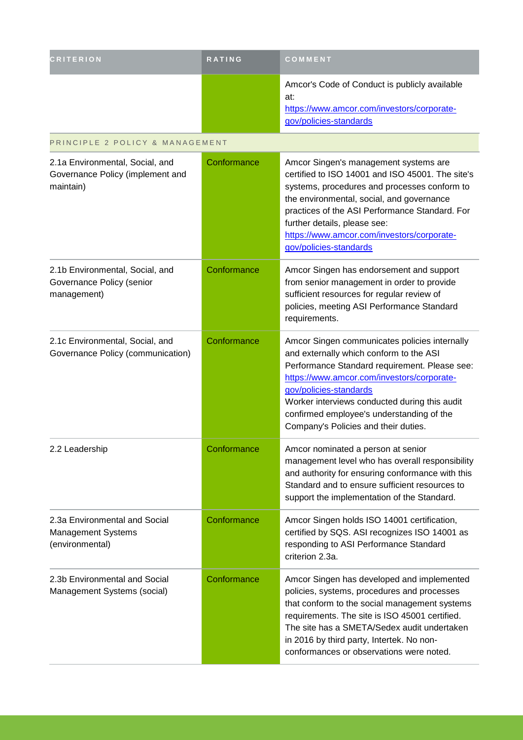| CRITERION | RATING | COMMENT |
| --- | --- | --- |
| | | Amcor's Code of Conduct is publicly available at: https://www.amcor.com/investors/corporate-gov/policies-standards |
| PRINCIPLE 2 POLICY & MANAGEMENT | | |
| 2.1a Environmental, Social, and Governance Policy (implement and maintain) | Conformance | Amcor Singen's management systems are certified to ISO 14001 and ISO 45001. The site's systems, procedures and processes conform to the environmental, social, and governance practices of the ASI Performance Standard. For further details, please see: https://www.amcor.com/investors/corporate-gov/policies-standards |
| 2.1b Environmental, Social, and Governance Policy (senior management) | Conformance | Amcor Singen has endorsement and support from senior management in order to provide sufficient resources for regular review of policies, meeting ASI Performance Standard requirements. |
| 2.1c Environmental, Social, and Governance Policy (communication) | Conformance | Amcor Singen communicates policies internally and externally which conform to the ASI Performance Standard requirement. Please see: https://www.amcor.com/investors/corporate-gov/policies-standards Worker interviews conducted during this audit confirmed employee's understanding of the Company's Policies and their duties. |
| 2.2 Leadership | Conformance | Amcor nominated a person at senior management level who has overall responsibility and authority for ensuring conformance with this Standard and to ensure sufficient resources to support the implementation of the Standard. |
| 2.3a Environmental and Social Management Systems (environmental) | Conformance | Amcor Singen holds ISO 14001 certification, certified by SQS. ASI recognizes ISO 14001 as responding to ASI Performance Standard criterion 2.3a. |
| 2.3b Environmental and Social Management Systems (social) | Conformance | Amcor Singen has developed and implemented policies, systems, procedures and processes that conform to the social management systems requirements. The site is ISO 45001 certified. The site has a SMETA/Sedex audit undertaken in 2016 by third party, Intertek. No non-conformances or observations were noted. |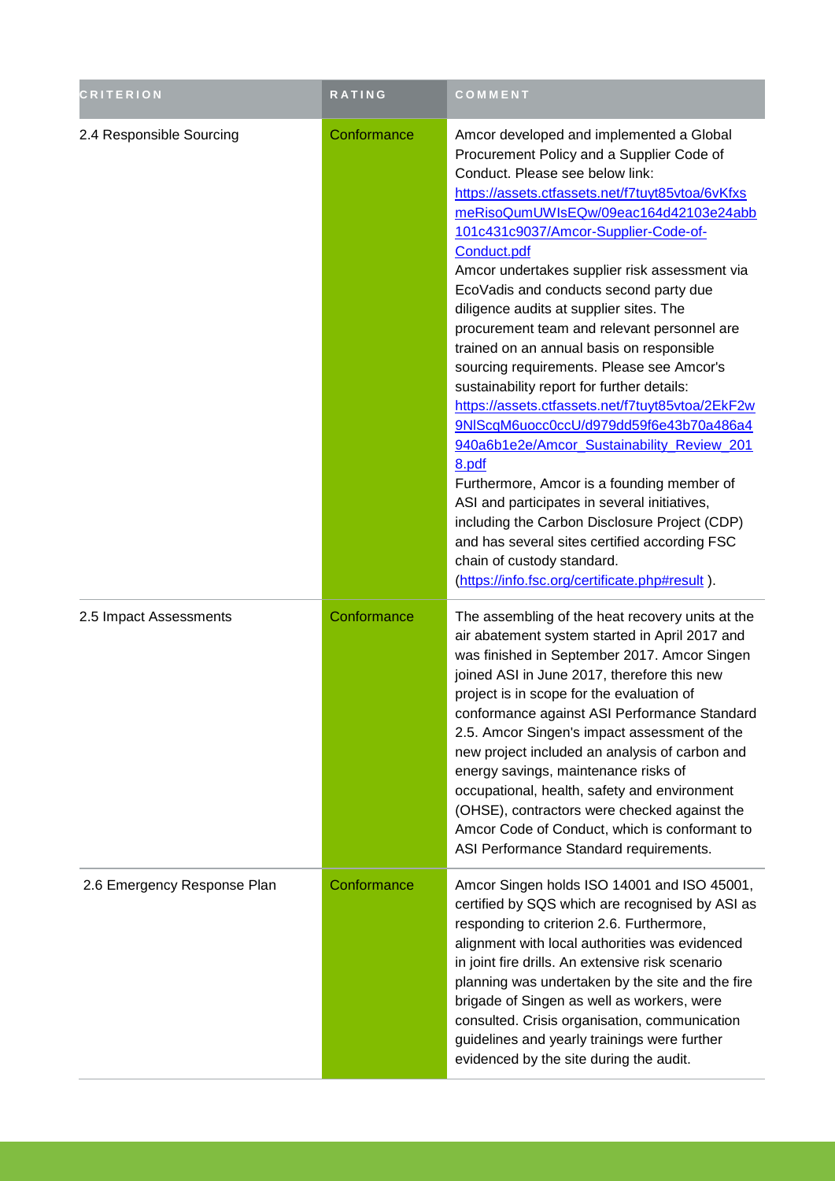| CRITERION | RATING | COMMENT |
| --- | --- | --- |
| 2.4 Responsible Sourcing | Conformance | Amcor developed and implemented a Global Procurement Policy and a Supplier Code of Conduct. Please see below link: https://assets.ctfassets.net/f7tuyt85vtoa/6vKfxsmeRisoQumUWIsEQw/09eac164d42103e24abb101c431c9037/Amcor-Supplier-Code-of-Conduct.pdf Amcor undertakes supplier risk assessment via EcoVadis and conducts second party due diligence audits at supplier sites. The procurement team and relevant personnel are trained on an annual basis on responsible sourcing requirements. Please see Amcor's sustainability report for further details: https://assets.ctfassets.net/f7tuyt85vtoa/2EkF2w9NlScqM6uocc0ccU/d979dd59f6e43b70a486a4940a6b1e2e/Amcor_Sustainability_Review_2018.pdf Furthermore, Amcor is a founding member of ASI and participates in several initiatives, including the Carbon Disclosure Project (CDP) and has several sites certified according FSC chain of custody standard. (https://info.fsc.org/certificate.php#result ). |
| 2.5 Impact Assessments | Conformance | The assembling of the heat recovery units at the air abatement system started in April 2017 and was finished in September 2017. Amcor Singen joined ASI in June 2017, therefore this new project is in scope for the evaluation of conformance against ASI Performance Standard 2.5. Amcor Singen's impact assessment of the new project included an analysis of carbon and energy savings, maintenance risks of occupational, health, safety and environment (OHSE), contractors were checked against the Amcor Code of Conduct, which is conformant to ASI Performance Standard requirements. |
| 2.6 Emergency Response Plan | Conformance | Amcor Singen holds ISO 14001 and ISO 45001, certified by SQS which are recognised by ASI as responding to criterion 2.6. Furthermore, alignment with local authorities was evidenced in joint fire drills. An extensive risk scenario planning was undertaken by the site and the fire brigade of Singen as well as workers, were consulted. Crisis organisation, communication guidelines and yearly trainings were further evidenced by the site during the audit. |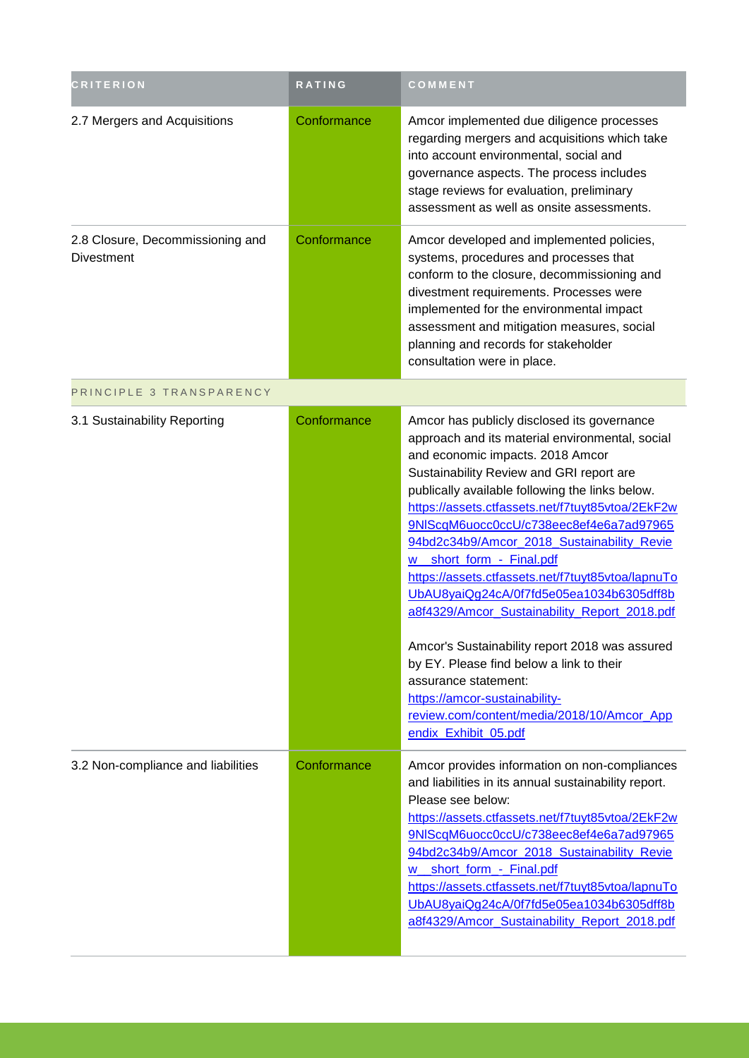| CRITERION | RATING | COMMENT |
|---|---|---|
| 2.7 Mergers and Acquisitions | Conformance | Amcor implemented due diligence processes regarding mergers and acquisitions which take into account environmental, social and governance aspects. The process includes stage reviews for evaluation, preliminary assessment as well as onsite assessments. |
| 2.8 Closure, Decommissioning and Divestment | Conformance | Amcor developed and implemented policies, systems, procedures and processes that conform to the closure, decommissioning and divestment requirements. Processes were implemented for the environmental impact assessment and mitigation measures, social planning and records for stakeholder consultation were in place. |
| PRINCIPLE 3 TRANSPARENCY | | |
| 3.1 Sustainability Reporting | Conformance | Amcor has publicly disclosed its governance approach and its material environmental, social and economic impacts. 2018 Amcor Sustainability Review and GRI report are publically available following the links below. https://assets.ctfassets.net/f7tuyt85vtoa/2EkF2w9NlScqM6uocc0ccU/c738eec8ef4e6a7ad9796594bd2c34b9/Amcor_2018_Sustainability_Review__short_form_-_Final.pdf https://assets.ctfassets.net/f7tuyt85vtoa/lapnuToUbAU8yaiQg24cA/0f7fd5e05ea1034b6305dff8ba8f4329/Amcor_Sustainability_Report_2018.pdf<br><br>Amcor's Sustainability report 2018 was assured by EY. Please find below a link to their assurance statement: https://amcor-sustainability-review.com/content/media/2018/10/Amcor_Appendix_Exhibit_05.pdf |
| 3.2 Non-compliance and liabilities | Conformance | Amcor provides information on non-compliances and liabilities in its annual sustainability report. Please see below: https://assets.ctfassets.net/f7tuyt85vtoa/2EkF2w9NlScqM6uocc0ccU/c738eec8ef4e6a7ad9796594bd2c34b9/Amcor_2018_Sustainability_Review__short_form_-_Final.pdf https://assets.ctfassets.net/f7tuyt85vtoa/lapnuToUbAU8yaiQg24cA/0f7fd5e05ea1034b6305dff8ba8f4329/Amcor_Sustainability_Report_2018.pdf |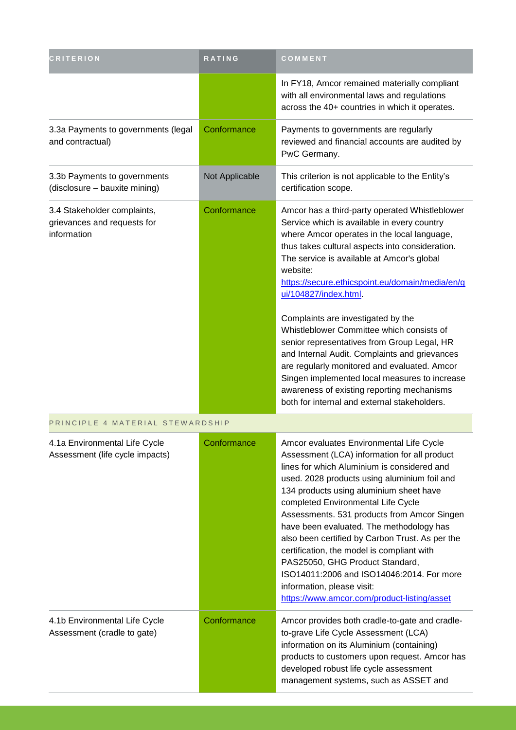| CRITERION | RATING | COMMENT |
|---|---|---|
| | | In FY18, Amcor remained materially compliant with all environmental laws and regulations across the 40+ countries in which it operates. |
| 3.3a Payments to governments (legal and contractual) | Conformance | Payments to governments are regularly reviewed and financial accounts are audited by PwC Germany. |
| 3.3b Payments to governments (disclosure – bauxite mining) | Not Applicable | This criterion is not applicable to the Entity's certification scope. |
| 3.4 Stakeholder complaints, grievances and requests for information | Conformance | Amcor has a third-party operated Whistleblower Service which is available in every country where Amcor operates in the local language, thus takes cultural aspects into consideration. The service is available at Amcor's global website: https://secure.ethicspoint.eu/domain/media/en/gui/104827/index.html.<br><br>Complaints are investigated by the Whistleblower Committee which consists of senior representatives from Group Legal, HR and Internal Audit. Complaints and grievances are regularly monitored and evaluated. Amcor Singen implemented local measures to increase awareness of existing reporting mechanisms both for internal and external stakeholders. |
| PRINCIPLE 4 MATERIAL STEWARDSHIP | | |
| 4.1a Environmental Life Cycle Assessment (life cycle impacts) | Conformance | Amcor evaluates Environmental Life Cycle Assessment (LCA) information for all product lines for which Aluminium is considered and used. 2028 products using aluminium foil and 134 products using aluminium sheet have completed Environmental Life Cycle Assessments. 531 products from Amcor Singen have been evaluated. The methodology has also been certified by Carbon Trust. As per the certification, the model is compliant with PAS25050, GHG Product Standard, ISO14011:2006 and ISO14046:2014. For more information, please visit: https://www.amcor.com/product-listing/asset |
| 4.1b Environmental Life Cycle Assessment (cradle to gate) | Conformance | Amcor provides both cradle-to-gate and cradle-to-grave Life Cycle Assessment (LCA) information on its Aluminium (containing) products to customers upon request. Amcor has developed robust life cycle assessment management systems, such as ASSET and |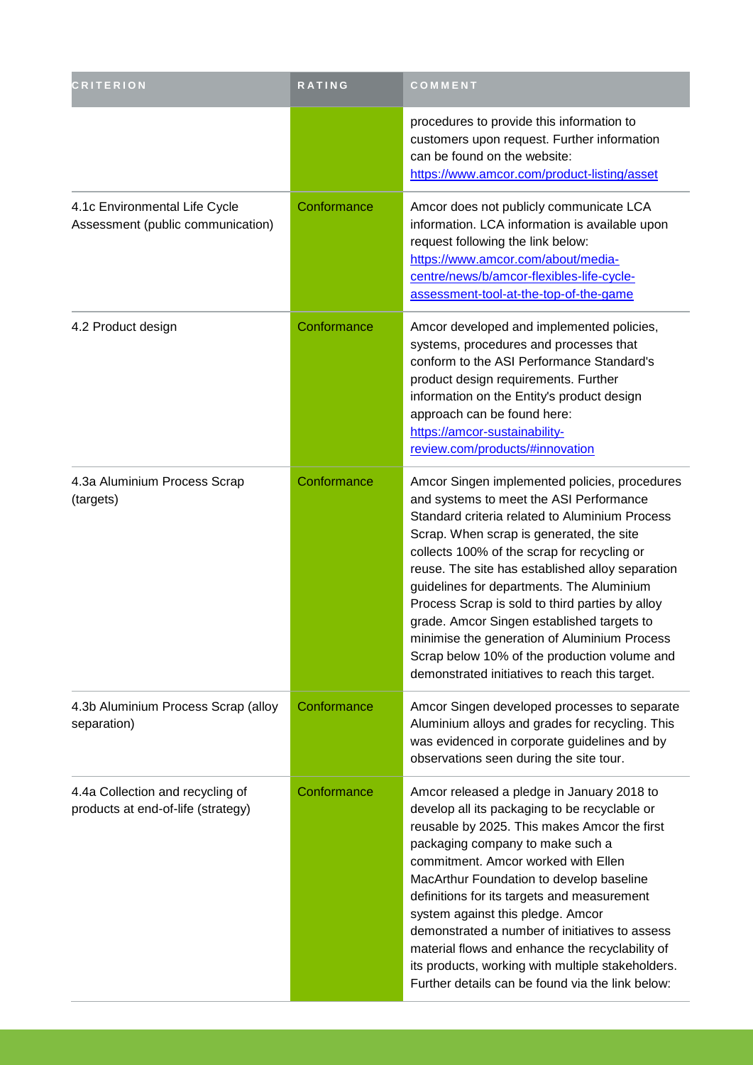| CRITERION | RATING | COMMENT |
|---|---|---|
| | | procedures to provide this information to customers upon request. Further information can be found on the website: https://www.amcor.com/product-listing/asset |
| 4.1c Environmental Life Cycle Assessment (public communication) | Conformance | Amcor does not publicly communicate LCA information. LCA information is available upon request following the link below: https://www.amcor.com/about/media-centre/news/b/amcor-flexibles-life-cycle-assessment-tool-at-the-top-of-the-game |
| 4.2 Product design | Conformance | Amcor developed and implemented policies, systems, procedures and processes that conform to the ASI Performance Standard's product design requirements. Further information on the Entity's product design approach can be found here: https://amcor-sustainability-review.com/products/#innovation |
| 4.3a Aluminium Process Scrap (targets) | Conformance | Amcor Singen implemented policies, procedures and systems to meet the ASI Performance Standard criteria related to Aluminium Process Scrap. When scrap is generated, the site collects 100% of the scrap for recycling or reuse. The site has established alloy separation guidelines for departments. The Aluminium Process Scrap is sold to third parties by alloy grade. Amcor Singen established targets to minimise the generation of Aluminium Process Scrap below 10% of the production volume and demonstrated initiatives to reach this target. |
| 4.3b Aluminium Process Scrap (alloy separation) | Conformance | Amcor Singen developed processes to separate Aluminium alloys and grades for recycling. This was evidenced in corporate guidelines and by observations seen during the site tour. |
| 4.4a Collection and recycling of products at end-of-life (strategy) | Conformance | Amcor released a pledge in January 2018 to develop all its packaging to be recyclable or reusable by 2025. This makes Amcor the first packaging company to make such a commitment. Amcor worked with Ellen MacArthur Foundation to develop baseline definitions for its targets and measurement system against this pledge. Amcor demonstrated a number of initiatives to assess material flows and enhance the recyclability of its products, working with multiple stakeholders. Further details can be found via the link below: |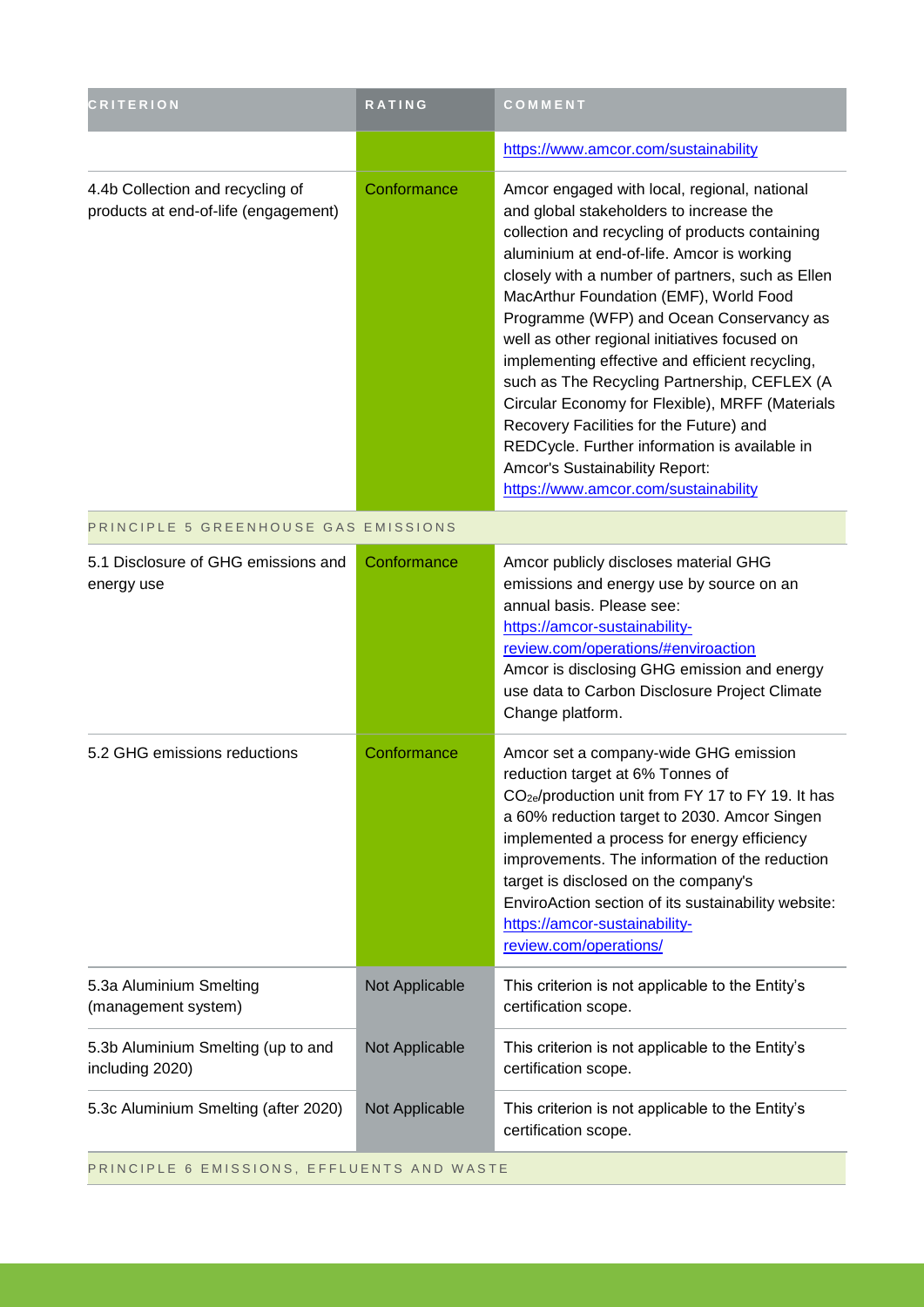| CRITERION | RATING | COMMENT |
|---|---|---|
| | | https://www.amcor.com/sustainability |
| 4.4b Collection and recycling of products at end-of-life (engagement) | Conformance | Amcor engaged with local, regional, national and global stakeholders to increase the collection and recycling of products containing aluminium at end-of-life. Amcor is working closely with a number of partners, such as Ellen MacArthur Foundation (EMF), World Food Programme (WFP) and Ocean Conservancy as well as other regional initiatives focused on implementing effective and efficient recycling, such as The Recycling Partnership, CEFLEX (A Circular Economy for Flexible), MRFF (Materials Recovery Facilities for the Future) and REDCycle. Further information is available in Amcor's Sustainability Report: https://www.amcor.com/sustainability |
| PRINCIPLE 5 GREENHOUSE GAS EMISSIONS | | |
| 5.1 Disclosure of GHG emissions and energy use | Conformance | Amcor publicly discloses material GHG emissions and energy use by source on an annual basis. Please see: https://amcor-sustainability-review.com/operations/#enviroaction Amcor is disclosing GHG emission and energy use data to Carbon Disclosure Project Climate Change platform. |
| 5.2 GHG emissions reductions | Conformance | Amcor set a company-wide GHG emission reduction target at 6% Tonnes of $CO_{2e}$/production unit from FY 17 to FY 19. It has a 60% reduction target to 2030. Amcor Singen implemented a process for energy efficiency improvements. The information of the reduction target is disclosed on the company's EnviroAction section of its sustainability website: https://amcor-sustainability-review.com/operations/ |
| 5.3a Aluminium Smelting (management system) | Not Applicable | This criterion is not applicable to the Entity's certification scope. |
| 5.3b Aluminium Smelting (up to and including 2020) | Not Applicable | This criterion is not applicable to the Entity's certification scope. |
| 5.3c Aluminium Smelting (after 2020) | Not Applicable | This criterion is not applicable to the Entity's certification scope. |
| PRINCIPLE 6 EMISSIONS, EFFLUENTS AND WASTE | | |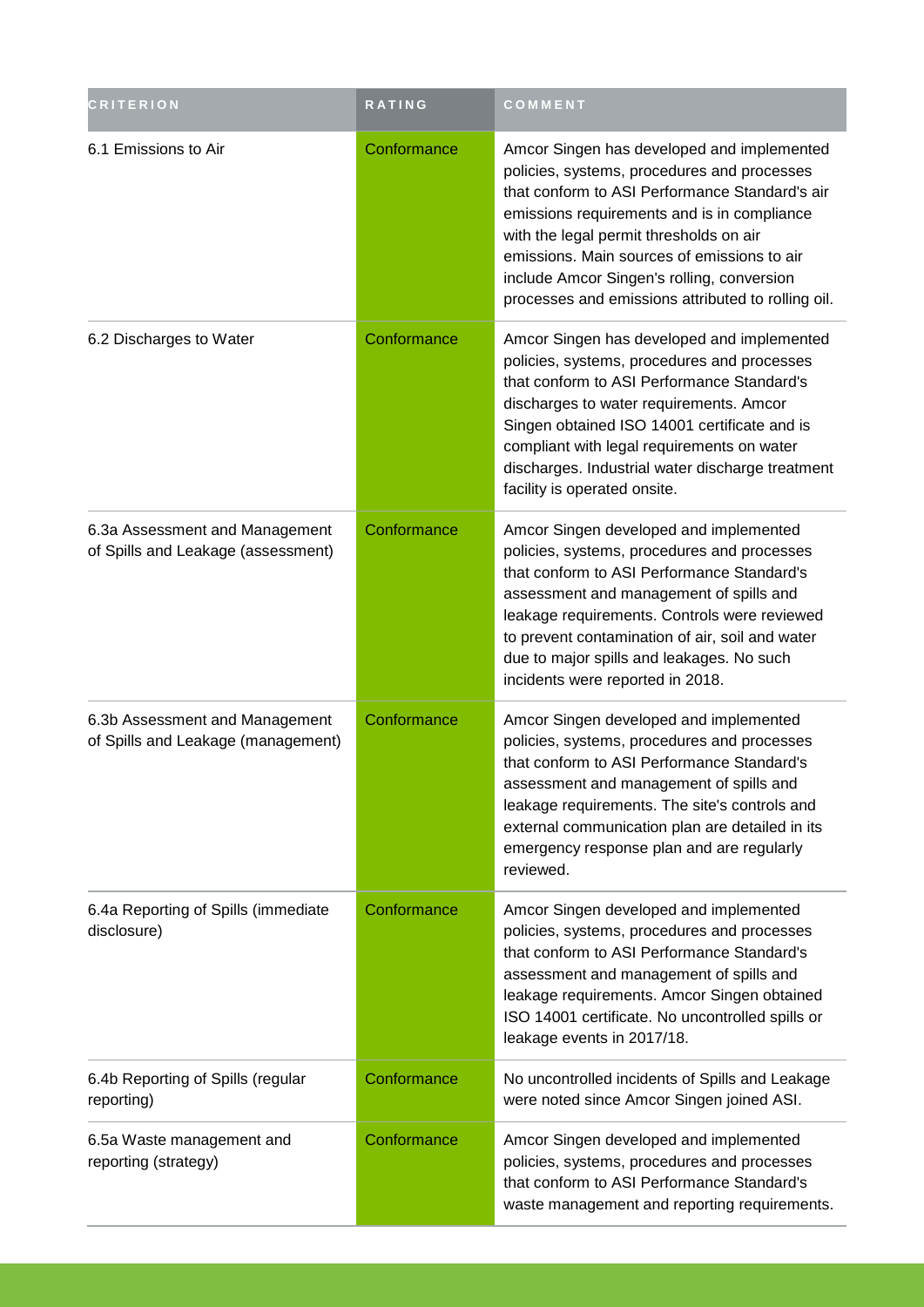| CRITERION | RATING | COMMENT |
| --- | --- | --- |
| 6.1 Emissions to Air | Conformance | Amcor Singen has developed and implemented policies, systems, procedures and processes that conform to ASI Performance Standard's air emissions requirements and is in compliance with the legal permit thresholds on air emissions. Main sources of emissions to air include Amcor Singen's rolling, conversion processes and emissions attributed to rolling oil. |
| 6.2 Discharges to Water | Conformance | Amcor Singen has developed and implemented policies, systems, procedures and processes that conform to ASI Performance Standard's discharges to water requirements. Amcor Singen obtained ISO 14001 certificate and is compliant with legal requirements on water discharges. Industrial water discharge treatment facility is operated onsite. |
| 6.3a Assessment and Management of Spills and Leakage (assessment) | Conformance | Amcor Singen developed and implemented policies, systems, procedures and processes that conform to ASI Performance Standard's assessment and management of spills and leakage requirements. Controls were reviewed to prevent contamination of air, soil and water due to major spills and leakages. No such incidents were reported in 2018. |
| 6.3b Assessment and Management of Spills and Leakage (management) | Conformance | Amcor Singen developed and implemented policies, systems, procedures and processes that conform to ASI Performance Standard's assessment and management of spills and leakage requirements. The site's controls and external communication plan are detailed in its emergency response plan and are regularly reviewed. |
| 6.4a Reporting of Spills (immediate disclosure) | Conformance | Amcor Singen developed and implemented policies, systems, procedures and processes that conform to ASI Performance Standard's assessment and management of spills and leakage requirements. Amcor Singen obtained ISO 14001 certificate. No uncontrolled spills or leakage events in 2017/18. |
| 6.4b Reporting of Spills (regular reporting) | Conformance | No uncontrolled incidents of Spills and Leakage were noted since Amcor Singen joined ASI. |
| 6.5a Waste management and reporting (strategy) | Conformance | Amcor Singen developed and implemented policies, systems, procedures and processes that conform to ASI Performance Standard's waste management and reporting requirements. |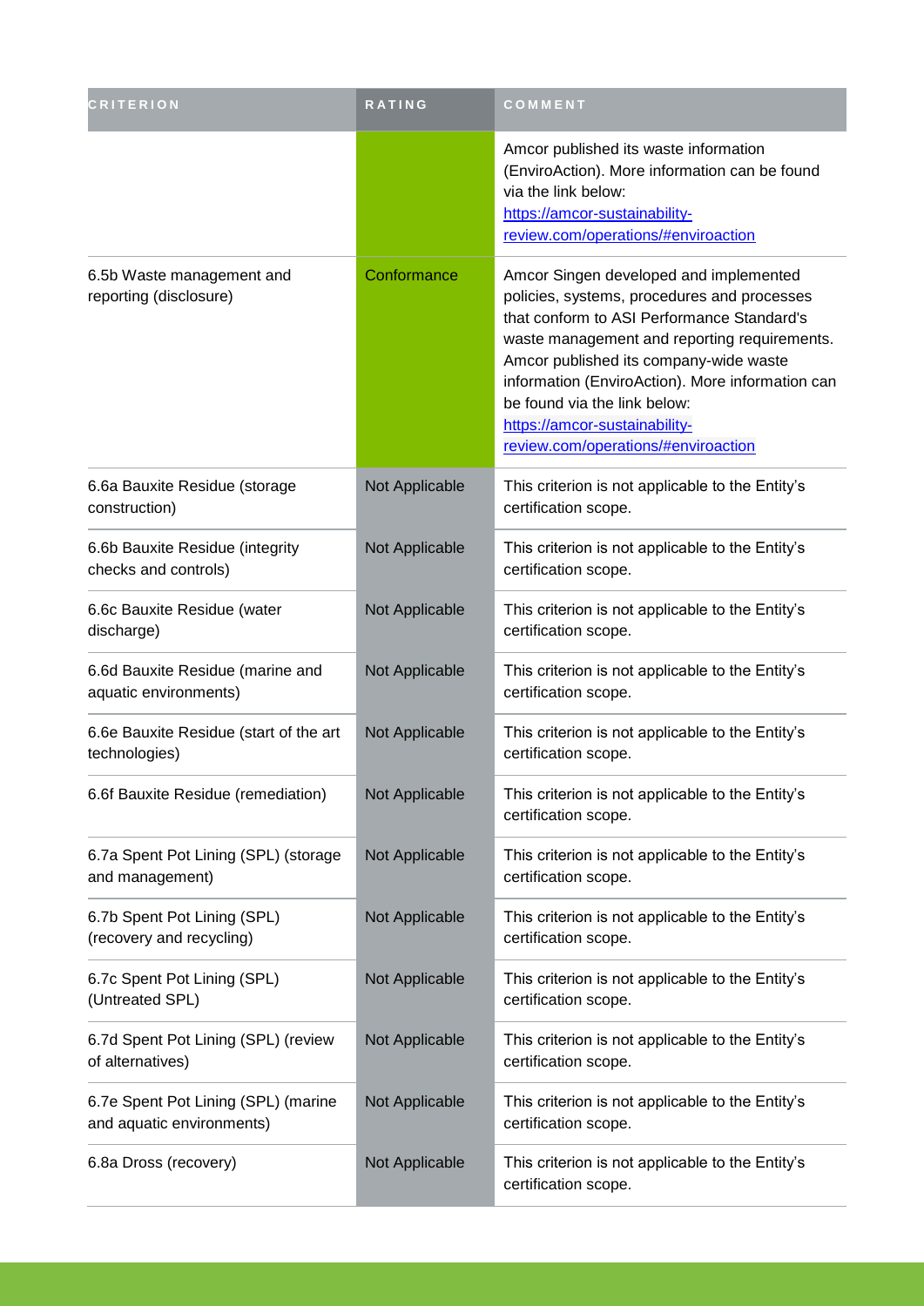| CRITERION | RATING | COMMENT |
| --- | --- | --- |
| | | Amcor published its waste information (EnviroAction). More information can be found via the link below: [https://amcor-sustainability-review.com/operations/#enviroaction](https://amcor-sustainability-review.com/operations/#enviroaction) |
| 6.5b Waste management and reporting (disclosure) | Conformance | Amcor Singen developed and implemented policies, systems, procedures and processes that conform to ASI Performance Standard's waste management and reporting requirements. Amcor published its company-wide waste information (EnviroAction). More information can be found via the link below: [https://amcor-sustainability-review.com/operations/#enviroaction](https://amcor-sustainability-review.com/operations/#enviroaction) |
| 6.6a Bauxite Residue (storage construction) | Not Applicable | This criterion is not applicable to the Entity's certification scope. |
| 6.6b Bauxite Residue (integrity checks and controls) | Not Applicable | This criterion is not applicable to the Entity's certification scope. |
| 6.6c Bauxite Residue (water discharge) | Not Applicable | This criterion is not applicable to the Entity's certification scope. |
| 6.6d Bauxite Residue (marine and aquatic environments) | Not Applicable | This criterion is not applicable to the Entity's certification scope. |
| 6.6e Bauxite Residue (start of the art technologies) | Not Applicable | This criterion is not applicable to the Entity's certification scope. |
| 6.6f Bauxite Residue (remediation) | Not Applicable | This criterion is not applicable to the Entity's certification scope. |
| 6.7a Spent Pot Lining (SPL) (storage and management) | Not Applicable | This criterion is not applicable to the Entity's certification scope. |
| 6.7b Spent Pot Lining (SPL) (recovery and recycling) | Not Applicable | This criterion is not applicable to the Entity's certification scope. |
| 6.7c Spent Pot Lining (SPL) (Untreated SPL) | Not Applicable | This criterion is not applicable to the Entity's certification scope. |
| 6.7d Spent Pot Lining (SPL) (review of alternatives) | Not Applicable | This criterion is not applicable to the Entity's certification scope. |
| 6.7e Spent Pot Lining (SPL) (marine and aquatic environments) | Not Applicable | This criterion is not applicable to the Entity's certification scope. |
| 6.8a Dross (recovery) | Not Applicable | This criterion is not applicable to the Entity's certification scope. |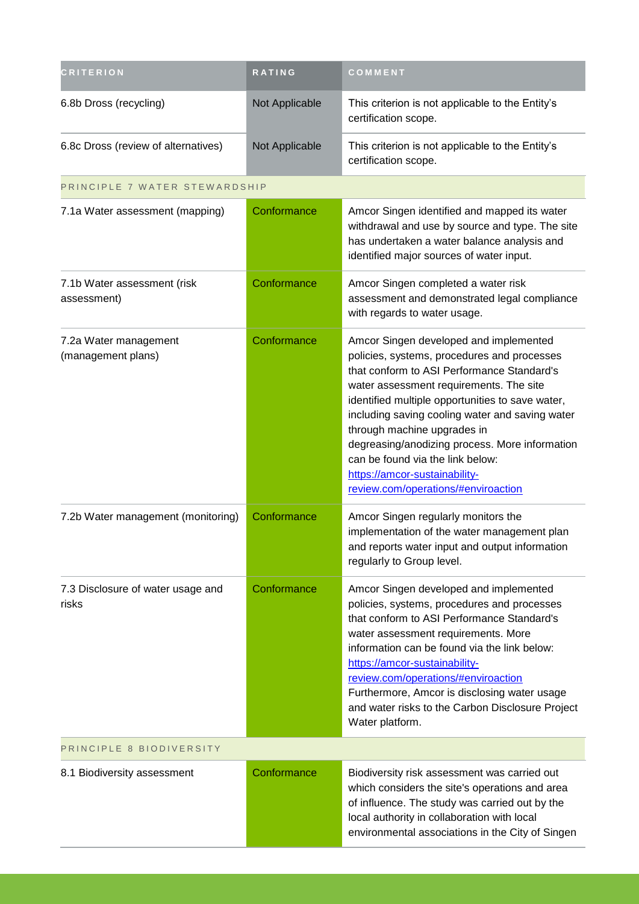| CRITERION | RATING | COMMENT |
| --- | --- | --- |
| 6.8b Dross (recycling) | Not Applicable | This criterion is not applicable to the Entity's certification scope. |
| 6.8c Dross (review of alternatives) | Not Applicable | This criterion is not applicable to the Entity's certification scope. |
| PRINCIPLE 7 WATER STEWARDSHIP | | |
| 7.1a Water assessment (mapping) | Conformance | Amcor Singen identified and mapped its water withdrawal and use by source and type. The site has undertaken a water balance analysis and identified major sources of water input. |
| 7.1b Water assessment (risk assessment) | Conformance | Amcor Singen completed a water risk assessment and demonstrated legal compliance with regards to water usage. |
| 7.2a Water management (management plans) | Conformance | Amcor Singen developed and implemented policies, systems, procedures and processes that conform to ASI Performance Standard's water assessment requirements. The site identified multiple opportunities to save water, including saving cooling water and saving water through machine upgrades in degreasing/anodizing process. More information can be found via the link below: [https://amcor-sustainability-review.com/operations/#enviroaction](https://amcor-sustainability-review.com/operations/#enviroaction) |
| 7.2b Water management (monitoring) | Conformance | Amcor Singen regularly monitors the implementation of the water management plan and reports water input and output information regularly to Group level. |
| 7.3 Disclosure of water usage and risks | Conformance | Amcor Singen developed and implemented policies, systems, procedures and processes that conform to ASI Performance Standard's water assessment requirements. More information can be found via the link below: [https://amcor-sustainability-review.com/operations/#enviroaction](https://amcor-sustainability-review.com/operations/#enviroaction) Furthermore, Amcor is disclosing water usage and water risks to the Carbon Disclosure Project Water platform. |
| PRINCIPLE 8 BIODIVERSITY | | |
| 8.1 Biodiversity assessment | Conformance | Biodiversity risk assessment was carried out which considers the site's operations and area of influence. The study was carried out by the local authority in collaboration with local environmental associations in the City of Singen |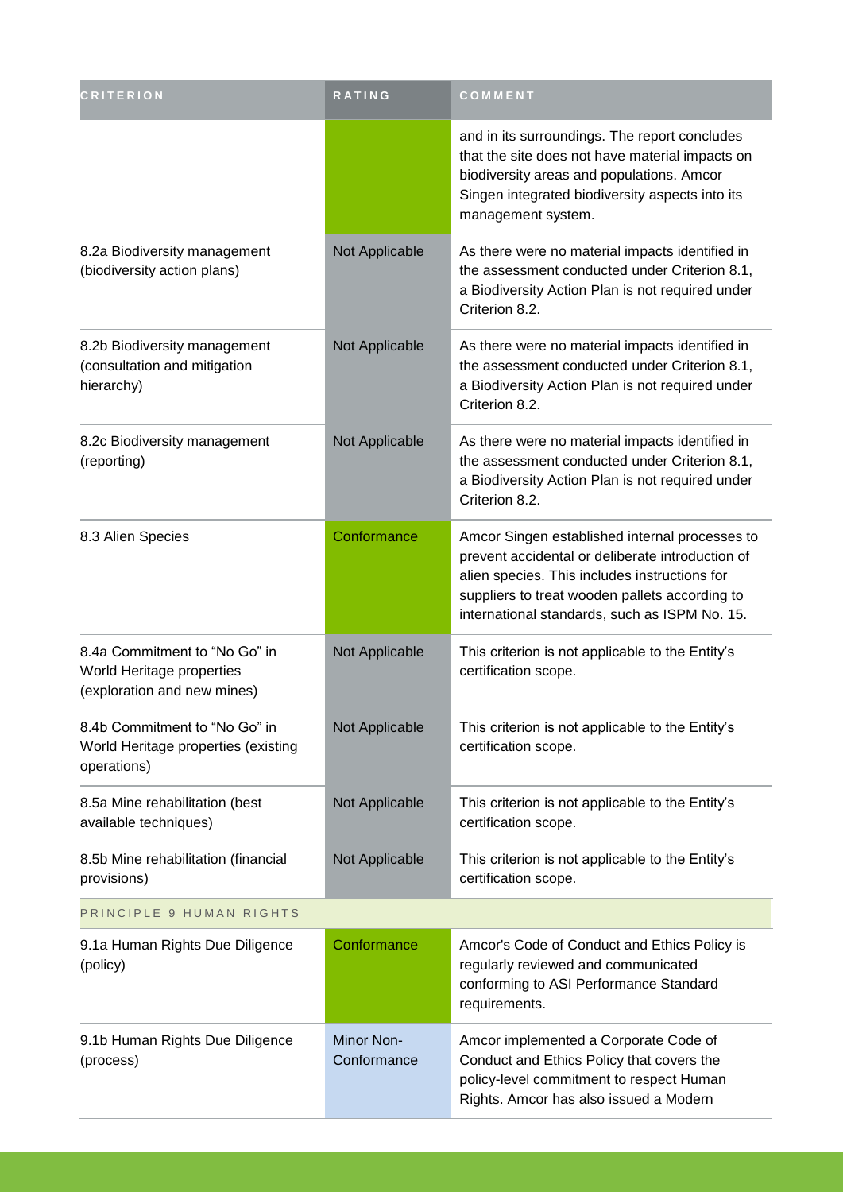| CRITERION | RATING | COMMENT |
|---|---|---|
| | | and in its surroundings. The report concludes that the site does not have material impacts on biodiversity areas and populations. Amcor Singen integrated biodiversity aspects into its management system. |
| 8.2a Biodiversity management (biodiversity action plans) | Not Applicable | As there were no material impacts identified in the assessment conducted under Criterion 8.1, a Biodiversity Action Plan is not required under Criterion 8.2. |
| 8.2b Biodiversity management (consultation and mitigation hierarchy) | Not Applicable | As there were no material impacts identified in the assessment conducted under Criterion 8.1, a Biodiversity Action Plan is not required under Criterion 8.2. |
| 8.2c Biodiversity management (reporting) | Not Applicable | As there were no material impacts identified in the assessment conducted under Criterion 8.1, a Biodiversity Action Plan is not required under Criterion 8.2. |
| 8.3 Alien Species | Conformance | Amcor Singen established internal processes to prevent accidental or deliberate introduction of alien species. This includes instructions for suppliers to treat wooden pallets according to international standards, such as ISPM No. 15. |
| 8.4a Commitment to "No Go" in World Heritage properties (exploration and new mines) | Not Applicable | This criterion is not applicable to the Entity's certification scope. |
| 8.4b Commitment to "No Go" in World Heritage properties (existing operations) | Not Applicable | This criterion is not applicable to the Entity's certification scope. |
| 8.5a Mine rehabilitation (best available techniques) | Not Applicable | This criterion is not applicable to the Entity's certification scope. |
| 8.5b Mine rehabilitation (financial provisions) | Not Applicable | This criterion is not applicable to the Entity's certification scope. |
| PRINCIPLE 9 HUMAN RIGHTS | | |
| 9.1a Human Rights Due Diligence (policy) | Conformance | Amcor's Code of Conduct and Ethics Policy is regularly reviewed and communicated conforming to ASI Performance Standard requirements. |
| 9.1b Human Rights Due Diligence (process) | Minor Non-Conformance | Amcor implemented a Corporate Code of Conduct and Ethics Policy that covers the policy-level commitment to respect Human Rights. Amcor has also issued a Modern |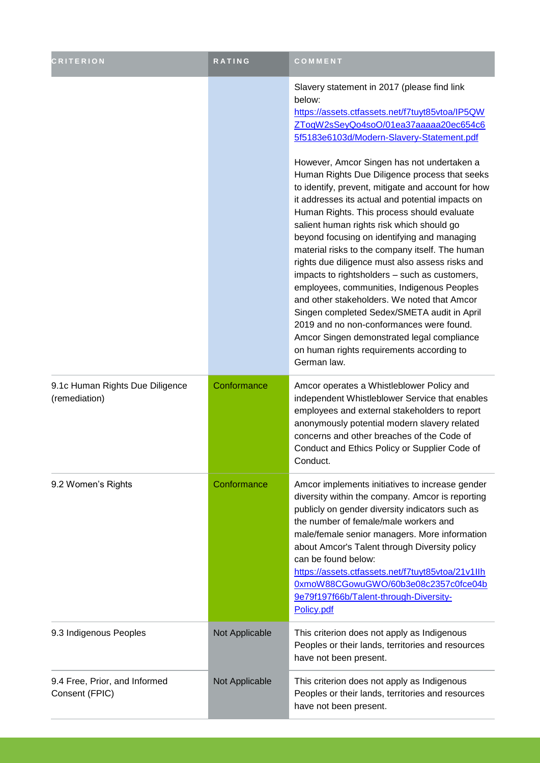| CRITERION | RATING | COMMENT |
| --- | --- | --- |
| | | Slavery statement in 2017 (please find link below: [https://assets.ctfassets.net/f7tuyt85vtoa/IP5QWZToqW2sSeyQo4soO/01ea37aaaaa20ec654c65f5183e6103d/Modern-Slavery-Statement.pdf](https://assets.ctfassets.net/f7tuyt85vtoa/IP5QWZToqW2sSeyQo4soO/01ea37aaaaa20ec654c65f5183e6103d/Modern-Slavery-Statement.pdf)<br><br>However, Amcor Singen has not undertaken a Human Rights Due Diligence process that seeks to identify, prevent, mitigate and account for how it addresses its actual and potential impacts on Human Rights. This process should evaluate salient human rights risk which should go beyond focusing on identifying and managing material risks to the company itself. The human rights due diligence must also assess risks and impacts to rightsholders – such as customers, employees, communities, Indigenous Peoples and other stakeholders. We noted that Amcor Singen completed Sedex/SMETA audit in April 2019 and no non-conformances were found. Amcor Singen demonstrated legal compliance on human rights requirements according to German law. |
| 9.1c Human Rights Due Diligence (remediation) | Conformance | Amcor operates a Whistleblower Policy and independent Whistleblower Service that enables employees and external stakeholders to report anonymously potential modern slavery related concerns and other breaches of the Code of Conduct and Ethics Policy or Supplier Code of Conduct. |
| 9.2 Women's Rights | Conformance | Amcor implements initiatives to increase gender diversity within the company. Amcor is reporting publicly on gender diversity indicators such as the number of female/male workers and male/female senior managers. More information about Amcor's Talent through Diversity policy can be found below: [https://assets.ctfassets.net/f7tuyt85vtoa/21v1IIh0xmoW88CGowuGWO/60b3e08c2357c0fce04b9e79f197f66b/Talent-through-Diversity-Policy.pdf](https://assets.ctfassets.net/f7tuyt85vtoa/21v1IIh0xmoW88CGowuGWO/60b3e08c2357c0fce04b9e79f197f66b/Talent-through-Diversity-Policy.pdf) |
| 9.3 Indigenous Peoples | Not Applicable | This criterion does not apply as Indigenous Peoples or their lands, territories and resources have not been present. |
| 9.4 Free, Prior, and Informed Consent (FPIC) | Not Applicable | This criterion does not apply as Indigenous Peoples or their lands, territories and resources have not been present. |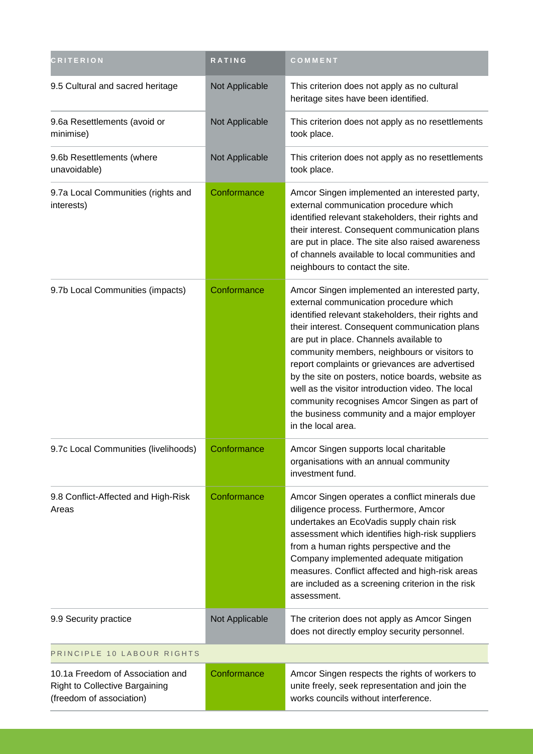| CRITERION | RATING | COMMENT |
| --- | --- | --- |
| 9.5 Cultural and sacred heritage | Not Applicable | This criterion does not apply as no cultural heritage sites have been identified. |
| 9.6a Resettlements (avoid or minimise) | Not Applicable | This criterion does not apply as no resettlements took place. |
| 9.6b Resettlements (where unavoidable) | Not Applicable | This criterion does not apply as no resettlements took place. |
| 9.7a Local Communities (rights and interests) | Conformance | Amcor Singen implemented an interested party, external communication procedure which identified relevant stakeholders, their rights and their interest. Consequent communication plans are put in place. The site also raised awareness of channels available to local communities and neighbours to contact the site. |
| 9.7b Local Communities (impacts) | Conformance | Amcor Singen implemented an interested party, external communication procedure which identified relevant stakeholders, their rights and their interest. Consequent communication plans are put in place. Channels available to community members, neighbours or visitors to report complaints or grievances are advertised by the site on posters, notice boards, website as well as the visitor introduction video. The local community recognises Amcor Singen as part of the business community and a major employer in the local area. |
| 9.7c Local Communities (livelihoods) | Conformance | Amcor Singen supports local charitable organisations with an annual community investment fund. |
| 9.8 Conflict-Affected and High-Risk Areas | Conformance | Amcor Singen operates a conflict minerals due diligence process. Furthermore, Amcor undertakes an EcoVadis supply chain risk assessment which identifies high-risk suppliers from a human rights perspective and the Company implemented adequate mitigation measures. Conflict affected and high-risk areas are included as a screening criterion in the risk assessment. |
| 9.9 Security practice | Not Applicable | The criterion does not apply as Amcor Singen does not directly employ security personnel. |
| PRINCIPLE 10 LABOUR RIGHTS | | |
| 10.1a Freedom of Association and Right to Collective Bargaining (freedom of association) | Conformance | Amcor Singen respects the rights of workers to unite freely, seek representation and join the works councils without interference. |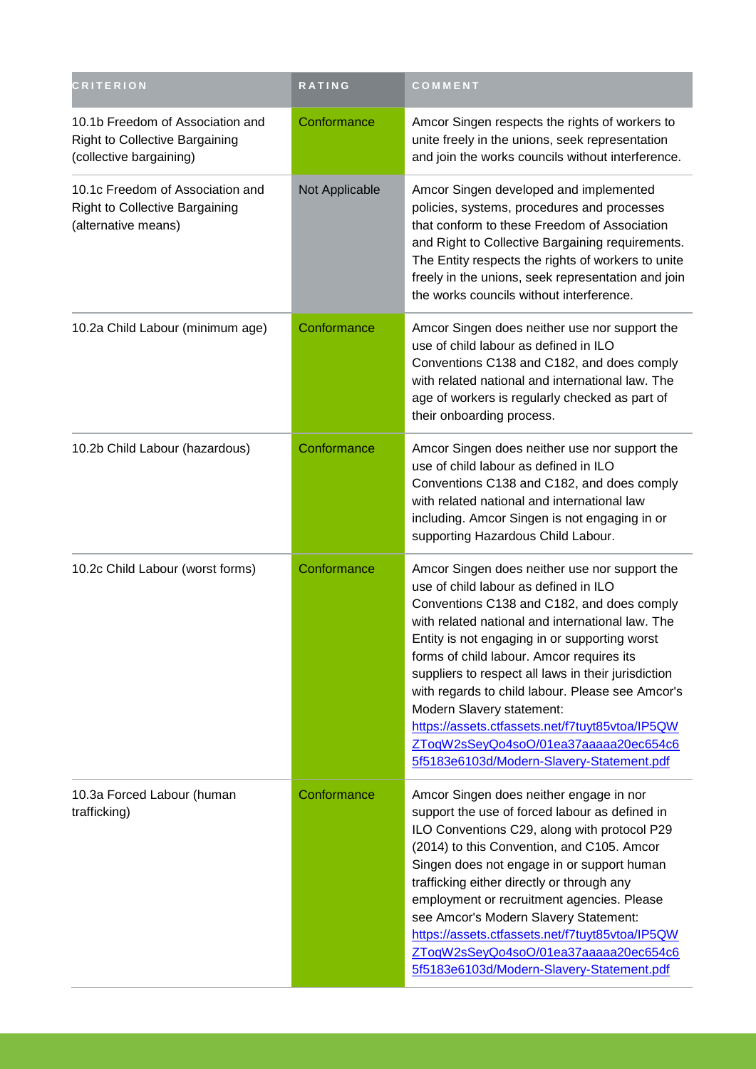| CRITERION | RATING | COMMENT |
| --- | --- | --- |
| 10.1b Freedom of Association and Right to Collective Bargaining (collective bargaining) | Conformance | Amcor Singen respects the rights of workers to unite freely in the unions, seek representation and join the works councils without interference. |
| 10.1c Freedom of Association and Right to Collective Bargaining (alternative means) | Not Applicable | Amcor Singen developed and implemented policies, systems, procedures and processes that conform to these Freedom of Association and Right to Collective Bargaining requirements. The Entity respects the rights of workers to unite freely in the unions, seek representation and join the works councils without interference. |
| 10.2a Child Labour (minimum age) | Conformance | Amcor Singen does neither use nor support the use of child labour as defined in ILO Conventions C138 and C182, and does comply with related national and international law. The age of workers is regularly checked as part of their onboarding process. |
| 10.2b Child Labour (hazardous) | Conformance | Amcor Singen does neither use nor support the use of child labour as defined in ILO Conventions C138 and C182, and does comply with related national and international law including. Amcor Singen is not engaging in or supporting Hazardous Child Labour. |
| 10.2c Child Labour (worst forms) | Conformance | Amcor Singen does neither use nor support the use of child labour as defined in ILO Conventions C138 and C182, and does comply with related national and international law. The Entity is not engaging in or supporting worst forms of child labour. Amcor requires its suppliers to respect all laws in their jurisdiction with regards to child labour. Please see Amcor's Modern Slavery statement: https://assets.ctfassets.net/f7tuyt85vtoa/IP5QWZToqW2sSeyQo4soO/01ea37aaaaa20ec654c65f5183e6103d/Modern-Slavery-Statement.pdf |
| 10.3a Forced Labour (human trafficking) | Conformance | Amcor Singen does neither engage in nor support the use of forced labour as defined in ILO Conventions C29, along with protocol P29 (2014) to this Convention, and C105. Amcor Singen does not engage in or support human trafficking either directly or through any employment or recruitment agencies. Please see Amcor's Modern Slavery Statement: https://assets.ctfassets.net/f7tuyt85vtoa/IP5QWZToqW2sSeyQo4soO/01ea37aaaaa20ec654c65f5183e6103d/Modern-Slavery-Statement.pdf |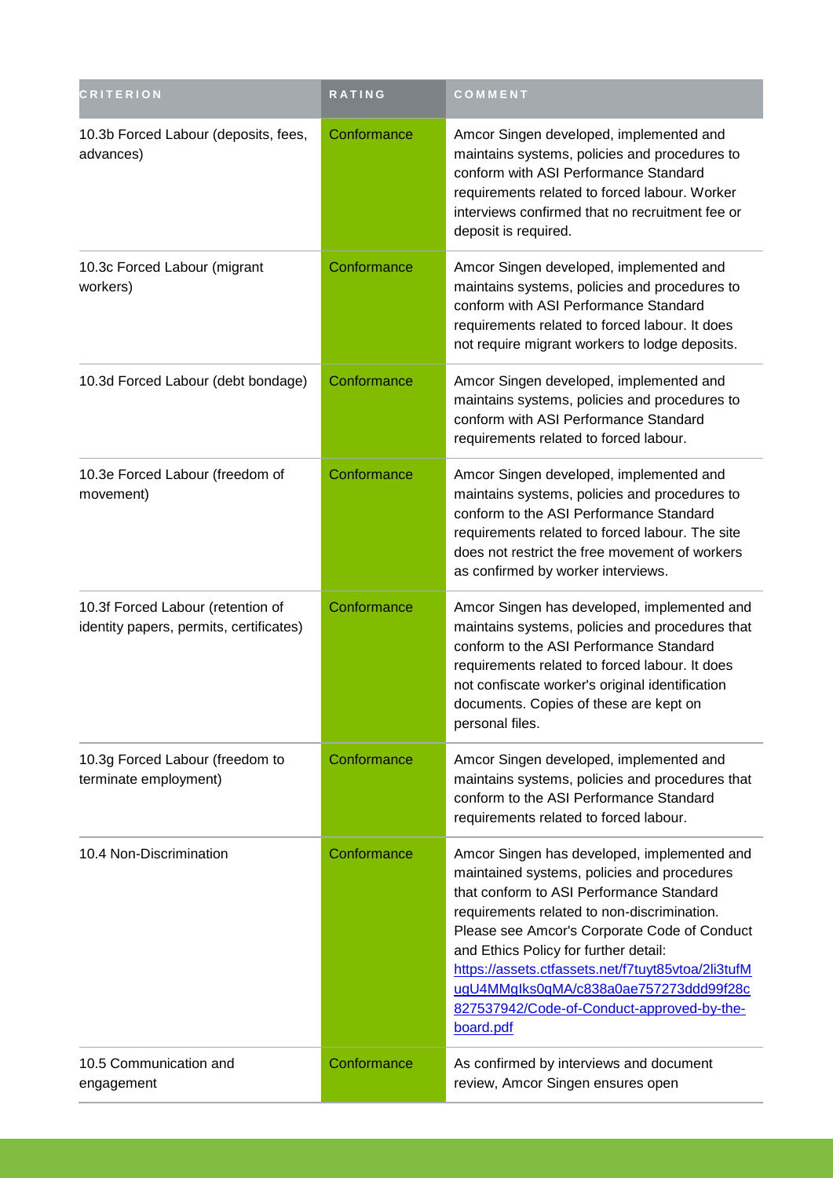| CRITERION | RATING | COMMENT |
| --- | --- | --- |
| 10.3b Forced Labour (deposits, fees, advances) | Conformance | Amcor Singen developed, implemented and maintains systems, policies and procedures to conform with ASI Performance Standard requirements related to forced labour. Worker interviews confirmed that no recruitment fee or deposit is required. |
| 10.3c Forced Labour (migrant workers) | Conformance | Amcor Singen developed, implemented and maintains systems, policies and procedures to conform with ASI Performance Standard requirements related to forced labour. It does not require migrant workers to lodge deposits. |
| 10.3d Forced Labour (debt bondage) | Conformance | Amcor Singen developed, implemented and maintains systems, policies and procedures to conform with ASI Performance Standard requirements related to forced labour. |
| 10.3e Forced Labour (freedom of movement) | Conformance | Amcor Singen developed, implemented and maintains systems, policies and procedures to conform to the ASI Performance Standard requirements related to forced labour. The site does not restrict the free movement of workers as confirmed by worker interviews. |
| 10.3f Forced Labour (retention of identity papers, permits, certificates) | Conformance | Amcor Singen has developed, implemented and maintains systems, policies and procedures that conform to the ASI Performance Standard requirements related to forced labour. It does not confiscate worker's original identification documents. Copies of these are kept on personal files. |
| 10.3g Forced Labour (freedom to terminate employment) | Conformance | Amcor Singen developed, implemented and maintains systems, policies and procedures that conform to the ASI Performance Standard requirements related to forced labour. |
| 10.4 Non-Discrimination | Conformance | Amcor Singen has developed, implemented and maintained systems, policies and procedures that conform to ASI Performance Standard requirements related to non-discrimination. Please see Amcor's Corporate Code of Conduct and Ethics Policy for further detail: [https://assets.ctfassets.net/f7tuyt85vtoa/2li3tufMugU4MMgIks0qMA/c838a0ae757273ddd99f28c827537942/Code-of-Conduct-approved-by-the-board.pdf](https://assets.ctfassets.net/f7tuyt85vtoa/2li3tufMugU4MMgIks0qMA/c838a0ae757273ddd99f28c827537942/Code-of-Conduct-approved-by-the-board.pdf) |
| 10.5 Communication and engagement | Conformance | As confirmed by interviews and document review, Amcor Singen ensures open |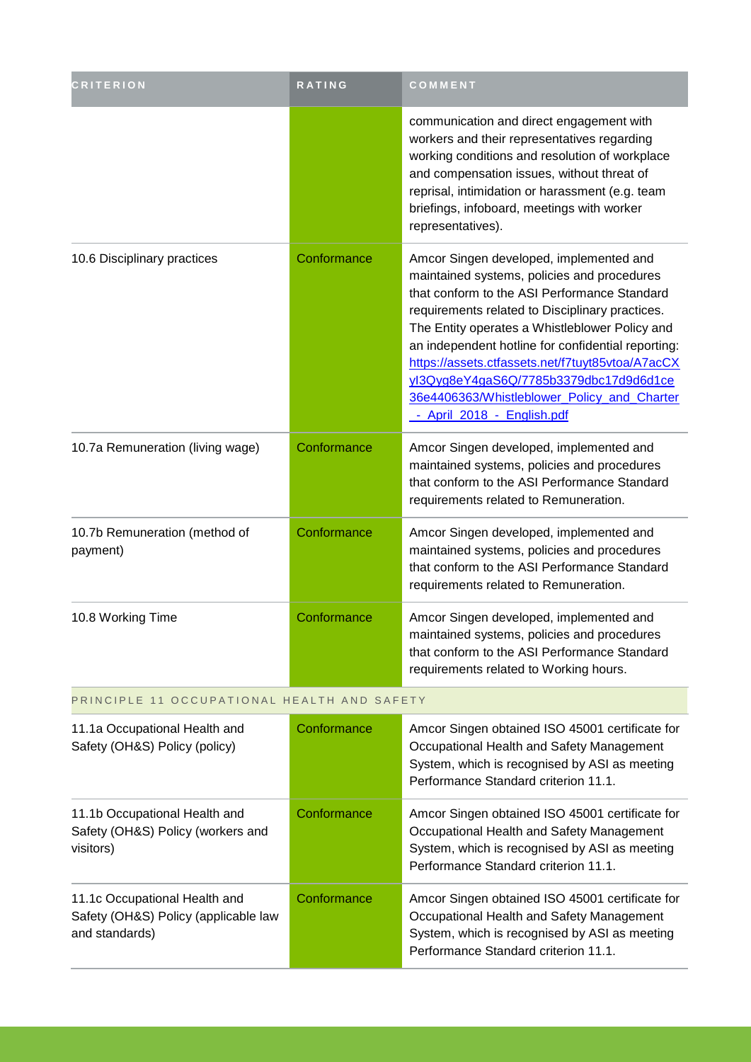| CRITERION | RATING | COMMENT |
| --- | --- | --- |
| | | communication and direct engagement with workers and their representatives regarding working conditions and resolution of workplace and compensation issues, without threat of reprisal, intimidation or harassment (e.g. team briefings, infoboard, meetings with worker representatives). |
| 10.6 Disciplinary practices | Conformance | Amcor Singen developed, implemented and maintained systems, policies and procedures that conform to the ASI Performance Standard requirements related to Disciplinary practices. The Entity operates a Whistleblower Policy and an independent hotline for confidential reporting: https://assets.ctfassets.net/f7tuyt85vtoa/A7acCXyl3Qyg8eY4gaS6Q/7785b3379dbc17d9d6d1ce36e4406363/Whistleblower_Policy_and_Charter_-_April_2018_-_English.pdf |
| 10.7a Remuneration (living wage) | Conformance | Amcor Singen developed, implemented and maintained systems, policies and procedures that conform to the ASI Performance Standard requirements related to Remuneration. |
| 10.7b Remuneration (method of payment) | Conformance | Amcor Singen developed, implemented and maintained systems, policies and procedures that conform to the ASI Performance Standard requirements related to Remuneration. |
| 10.8 Working Time | Conformance | Amcor Singen developed, implemented and maintained systems, policies and procedures that conform to the ASI Performance Standard requirements related to Working hours. |
| PRINCIPLE 11 OCCUPATIONAL HEALTH AND SAFETY | | |
| 11.1a Occupational Health and Safety (OH&S) Policy (policy) | Conformance | Amcor Singen obtained ISO 45001 certificate for Occupational Health and Safety Management System, which is recognised by ASI as meeting Performance Standard criterion 11.1. |
| 11.1b Occupational Health and Safety (OH&S) Policy (workers and visitors) | Conformance | Amcor Singen obtained ISO 45001 certificate for Occupational Health and Safety Management System, which is recognised by ASI as meeting Performance Standard criterion 11.1. |
| 11.1c Occupational Health and Safety (OH&S) Policy (applicable law and standards) | Conformance | Amcor Singen obtained ISO 45001 certificate for Occupational Health and Safety Management System, which is recognised by ASI as meeting Performance Standard criterion 11.1. |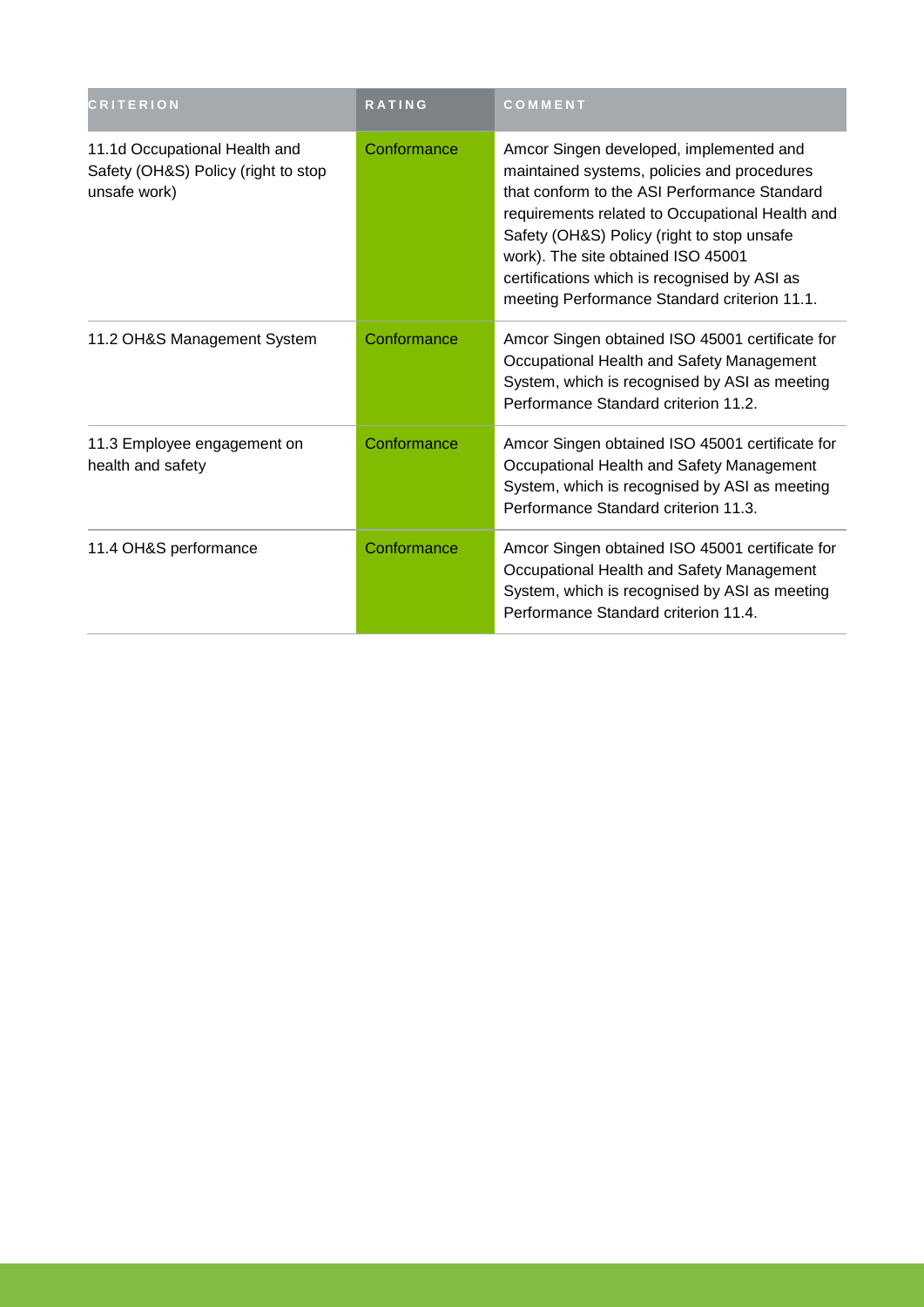| CRITERION | RATING | COMMENT |
| --- | --- | --- |
| 11.1d Occupational Health and Safety (OH&S) Policy (right to stop unsafe work) | Conformance | Amcor Singen developed, implemented and maintained systems, policies and procedures that conform to the ASI Performance Standard requirements related to Occupational Health and Safety (OH&S) Policy (right to stop unsafe work). The site obtained ISO 45001 certifications which is recognised by ASI as meeting Performance Standard criterion 11.1. |
| 11.2 OH&S Management System | Conformance | Amcor Singen obtained ISO 45001 certificate for Occupational Health and Safety Management System, which is recognised by ASI as meeting Performance Standard criterion 11.2. |
| 11.3 Employee engagement on health and safety | Conformance | Amcor Singen obtained ISO 45001 certificate for Occupational Health and Safety Management System, which is recognised by ASI as meeting Performance Standard criterion 11.3. |
| 11.4 OH&S performance | Conformance | Amcor Singen obtained ISO 45001 certificate for Occupational Health and Safety Management System, which is recognised by ASI as meeting Performance Standard criterion 11.4. |